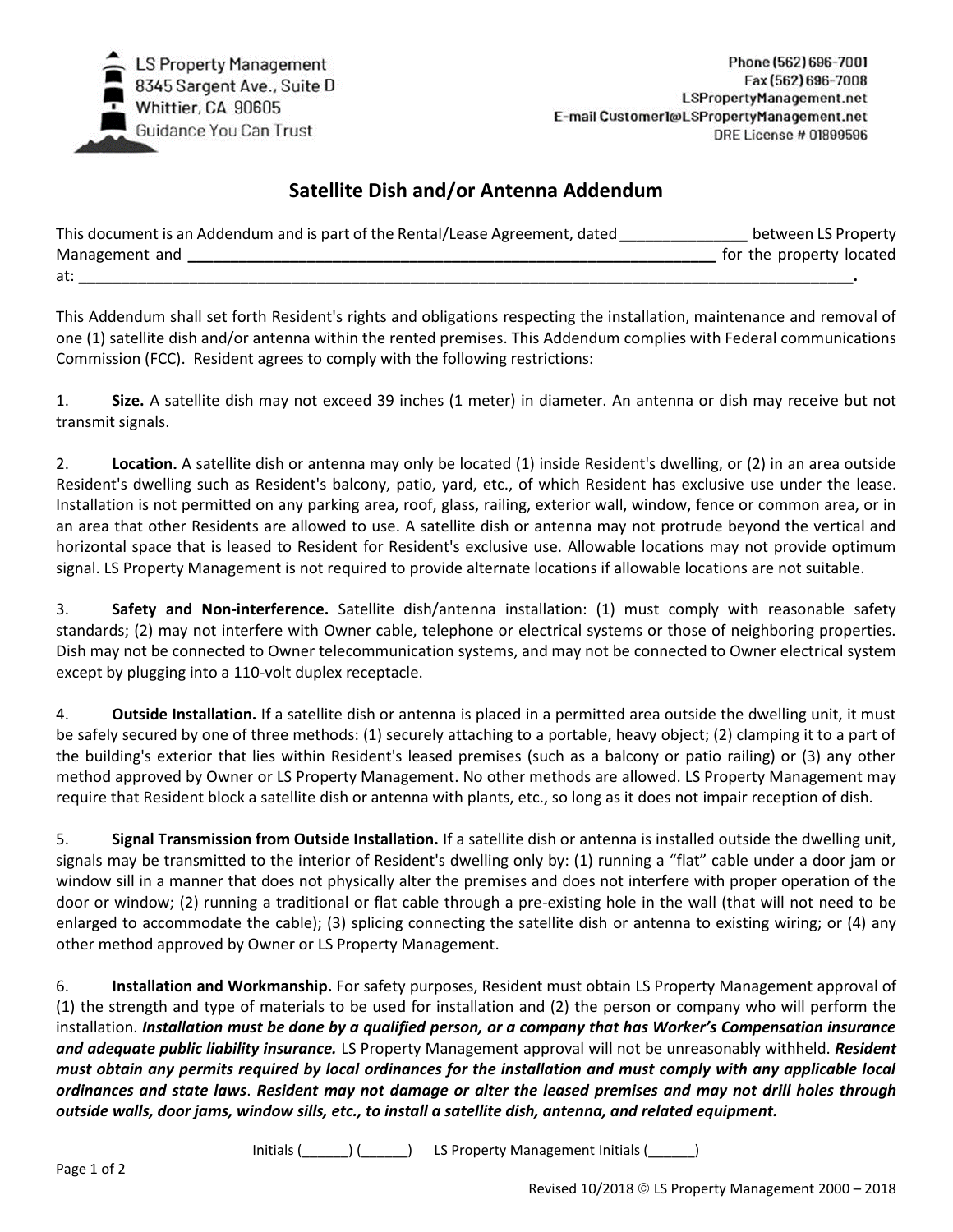LS Property Management
8345 Sargent Ave., Suite D
Whittier, CA 90605
Guidance You Can Trust

Phone (562) 696-7001
Fax (562) 696-7008
LSPropertyManagement.net
E-mail Customer1@LSPropertyManagement.net
DRE License # 01899596

## Satellite Dish and/or Antenna Addendum

This document is an Addendum and is part of the Rental/Lease Agreement, dated **______________** between LS Property Management and **______________________________________________________________** for the property located at: **_____________________________________________________________________________________.**

This Addendum shall set forth Resident's rights and obligations respecting the installation, maintenance and removal of one (1) satellite dish and/or antenna within the rented premises. This Addendum complies with Federal communications Commission (FCC). Resident agrees to comply with the following restrictions:

1. **Size.** A satellite dish may not exceed 39 inches (1 meter) in diameter. An antenna or dish may receive but not transmit signals.

2. **Location.** A satellite dish or antenna may only be located (1) inside Resident's dwelling, or (2) in an area outside Resident's dwelling such as Resident's balcony, patio, yard, etc., of which Resident has exclusive use under the lease. Installation is not permitted on any parking area, roof, glass, railing, exterior wall, window, fence or common area, or in an area that other Residents are allowed to use. A satellite dish or antenna may not protrude beyond the vertical and horizontal space that is leased to Resident for Resident's exclusive use. Allowable locations may not provide optimum signal. LS Property Management is not required to provide alternate locations if allowable locations are not suitable.

3. **Safety and Non-interference.** Satellite dish/antenna installation: (1) must comply with reasonable safety standards; (2) may not interfere with Owner cable, telephone or electrical systems or those of neighboring properties. Dish may not be connected to Owner telecommunication systems, and may not be connected to Owner electrical system except by plugging into a 110-volt duplex receptacle.

4. **Outside Installation.** If a satellite dish or antenna is placed in a permitted area outside the dwelling unit, it must be safely secured by one of three methods: (1) securely attaching to a portable, heavy object; (2) clamping it to a part of the building's exterior that lies within Resident's leased premises (such as a balcony or patio railing) or (3) any other method approved by Owner or LS Property Management. No other methods are allowed. LS Property Management may require that Resident block a satellite dish or antenna with plants, etc., so long as it does not impair reception of dish.

5. **Signal Transmission from Outside Installation.** If a satellite dish or antenna is installed outside the dwelling unit, signals may be transmitted to the interior of Resident's dwelling only by: (1) running a "flat" cable under a door jam or window sill in a manner that does not physically alter the premises and does not interfere with proper operation of the door or window; (2) running a traditional or flat cable through a pre-existing hole in the wall (that will not need to be enlarged to accommodate the cable); (3) splicing connecting the satellite dish or antenna to existing wiring; or (4) any other method approved by Owner or LS Property Management.

6. **Installation and Workmanship.** For safety purposes, Resident must obtain LS Property Management approval of (1) the strength and type of materials to be used for installation and (2) the person or company who will perform the installation. ***Installation must be done by a qualified person, or a company that has Worker's Compensation insurance and adequate public liability insurance.*** LS Property Management approval will not be unreasonably withheld. ***Resident must obtain any permits required by local ordinances for the installation and must comply with any applicable local ordinances and state laws***. ***Resident may not damage or alter the leased premises and may not drill holes through outside walls, door jams, window sills, etc., to install a satellite dish, antenna, and related equipment.***

Initials (______) (______) LS Property Management Initials (______)

Revised 10/2018 © LS Property Management 2000 – 2018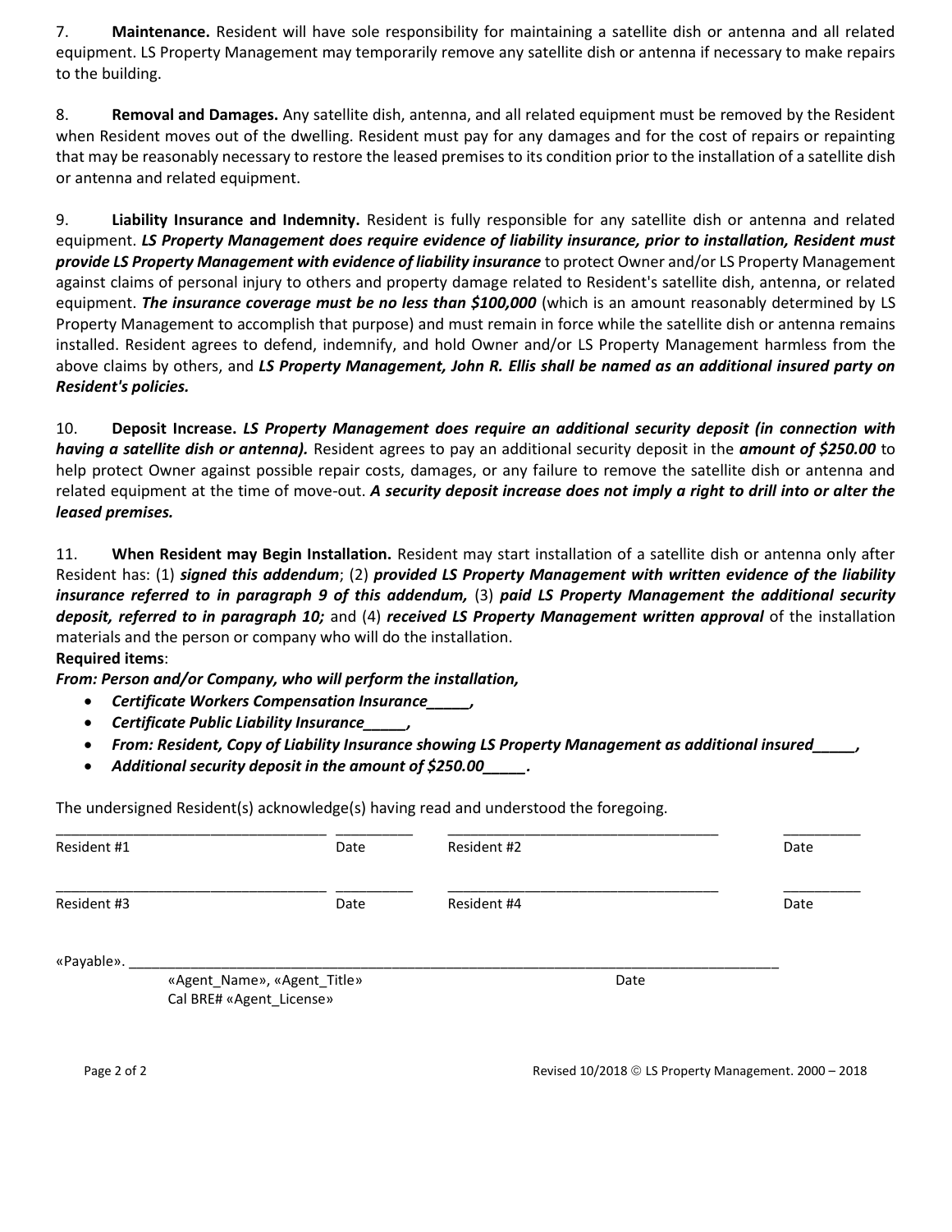7. **Maintenance.** Resident will have sole responsibility for maintaining a satellite dish or antenna and all related equipment. LS Property Management may temporarily remove any satellite dish or antenna if necessary to make repairs to the building.

8. **Removal and Damages.** Any satellite dish, antenna, and all related equipment must be removed by the Resident when Resident moves out of the dwelling. Resident must pay for any damages and for the cost of repairs or repainting that may be reasonably necessary to restore the leased premises to its condition prior to the installation of a satellite dish or antenna and related equipment.

9. **Liability Insurance and Indemnity.** Resident is fully responsible for any satellite dish or antenna and related equipment. ***LS Property Management does require evidence of liability insurance, prior to installation, Resident must provide LS Property Management with evidence of liability insurance*** to protect Owner and/or LS Property Management against claims of personal injury to others and property damage related to Resident's satellite dish, antenna, or related equipment. ***The insurance coverage must be no less than $100,000*** (which is an amount reasonably determined by LS Property Management to accomplish that purpose) and must remain in force while the satellite dish or antenna remains installed. Resident agrees to defend, indemnify, and hold Owner and/or LS Property Management harmless from the above claims by others, and ***LS Property Management, John R. Ellis shall be named as an additional insured party on Resident's policies.***

10. **Deposit Increase.** ***LS Property Management does require an additional security deposit (in connection with having a satellite dish or antenna).*** Resident agrees to pay an additional security deposit in the ***amount of $250.00*** to help protect Owner against possible repair costs, damages, or any failure to remove the satellite dish or antenna and related equipment at the time of move-out. ***A security deposit increase does not imply a right to drill into or alter the leased premises.***

11. **When Resident may Begin Installation.** Resident may start installation of a satellite dish or antenna only after Resident has: (1) ***signed this addendum***; (2) ***provided LS Property Management with written evidence of the liability insurance referred to in paragraph 9 of this addendum,*** (3) ***paid LS Property Management the additional security deposit, referred to in paragraph 10;*** and (4) ***received LS Property Management written approval*** of the installation materials and the person or company who will do the installation.

**Required items**:

***From: Person and/or Company, who will perform the installation,***

- ***Certificate Workers Compensation Insurance_____,***
- ***Certificate Public Liability Insurance_____,***
- ***From: Resident, Copy of Liability Insurance showing LS Property Management as additional insured_____,***
- ***Additional security deposit in the amount of $250.00_____.***

The undersigned Resident(s) acknowledge(s) having read and understood the foregoing.

| | | | |
|---|---|---|---|
| _________________________________ | __________ | _________________________________ | __________ |
| Resident #1 | Date | Resident #2 | Date |
| _________________________________ | __________ | _________________________________ | __________ |
| Resident #3 | Date | Resident #4 | Date |

«Payable». ____________________________________________________________________________________

«Agent_Name», «Agent_Title» Date

Cal BRE# «Agent_License»

Revised 10/2018 © LS Property Management. 2000 – 2018